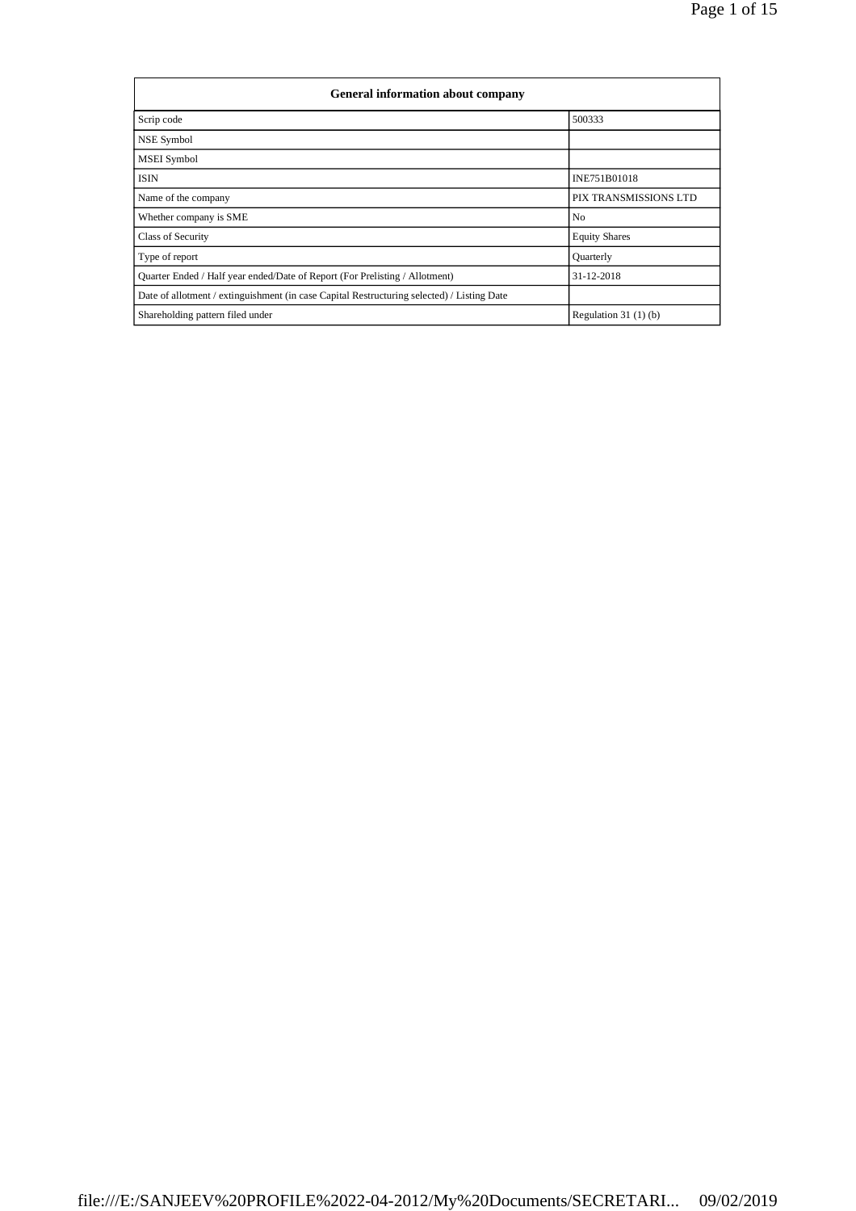| General information about company | |
|---|---|
| Scrip code | 500333 |
| NSE Symbol | |
| MSEI Symbol | |
| ISIN | INE751B01018 |
| Name of the company | PIX TRANSMISSIONS LTD |
| Whether company is SME | No |
| Class of Security | Equity Shares |
| Type of report | Quarterly |
| Quarter Ended / Half year ended/Date of Report (For Prelisting / Allotment) | 31-12-2018 |
| Date of allotment / extinguishment (in case Capital Restructuring selected) / Listing Date | |
| Shareholding pattern filed under | Regulation 31 (1) (b) |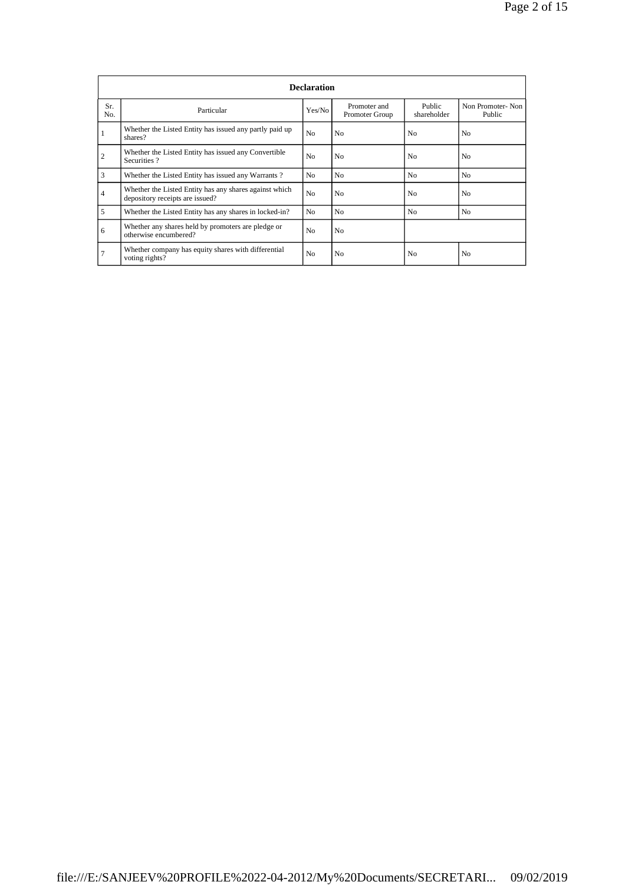| Declaration | | | | | |
|---|---|---|---|---|---|
| Sr. No. | Particular | Yes/No | Promoter and Promoter Group | Public shareholder | Non Promoter- Non Public |
| 1 | Whether the Listed Entity has issued any partly paid up shares? | No | No | No | No |
| 2 | Whether the Listed Entity has issued any Convertible Securities ? | No | No | No | No |
| 3 | Whether the Listed Entity has issued any Warrants ? | No | No | No | No |
| 4 | Whether the Listed Entity has any shares against which depository receipts are issued? | No | No | No | No |
| 5 | Whether the Listed Entity has any shares in locked-in? | No | No | No | No |
| 6 | Whether any shares held by promoters are pledge or otherwise encumbered? | No | No | | |
| 7 | Whether company has equity shares with differential voting rights? | No | No | No | No |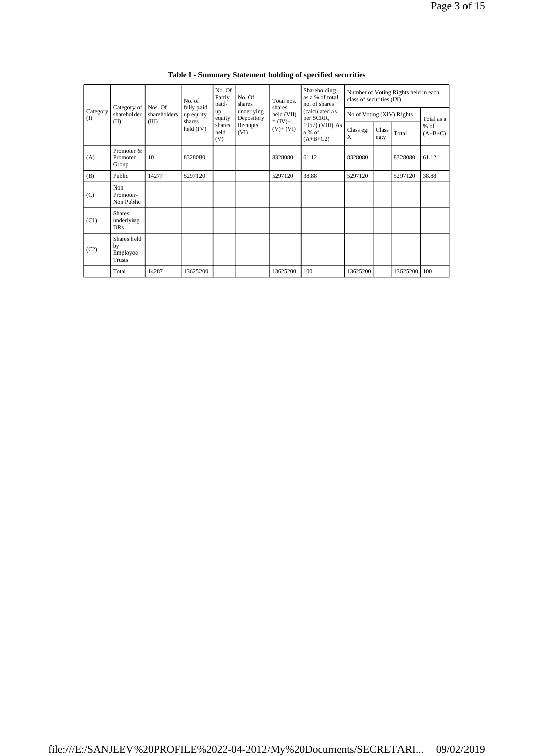| Table I - Summary Statement holding of specified securities | | | | | | | | | | | | |
|---|---|---|---|---|---|---|---|---|---|---|---|---|
| Category (I) | Category of shareholder (II) | Nos. Of shareholders (III) | No. of fully paid up equity shares held (IV) | No. Of Partly paid-up equity shares held (V) | No. Of shares underlying Depository Receipts (VI) | Total nos. shares held (VII) = (IV)+ (V)+ (VI) | Shareholding as a % of total no. of shares (calculated as per SCRR, 1957) (VIII) As a % of (A+B+C2) | Number of Voting Rights held in each class of securities (IX) | | | |
| | | | | | | | | No of Voting (XIV) Rights | | | Total as a % of (A+B+C) |
| | | | | | | | | Class eg: X | Class eg:y | Total | |
| (A) | Promoter & Promoter Group | 10 | 8328080 | | | 8328080 | 61.12 | 8328080 | | 8328080 | 61.12 |
| (B) | Public | 14277 | 5297120 | | | 5297120 | 38.88 | 5297120 | | 5297120 | 38.88 |
| (C) | Non Promoter- Non Public | | | | | | | | | | |
| (C1) | Shares underlying DRs | | | | | | | | | | |
| (C2) | Shares held by Employee Trusts | | | | | | | | | | |
| | Total | 14287 | 13625200 | | | 13625200 | 100 | 13625200 | | 13625200 | 100 |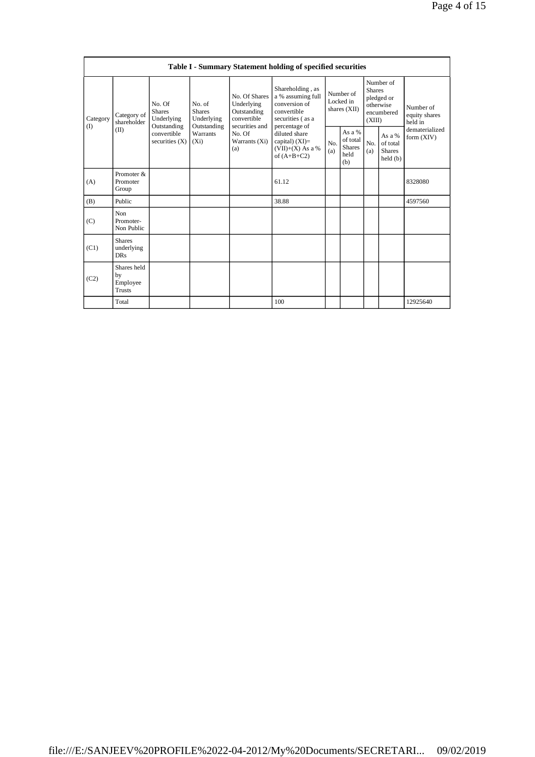| Table I - Summary Statement holding of specified securities | | | | | | | | | | |
|---|---|---|---|---|---|---|---|---|---|---|
| Category (I) | Category of shareholder (II) | No. Of Shares Underlying Outstanding convertible securities (X) | No. of Shares Underlying Outstanding Warrants (Xi) | No. Of Shares Underlying Outstanding convertible securities and No. Of Warrants (Xi) (a) | Shareholding , as a % assuming full conversion of convertible securities ( as a percentage of diluted share capital) (XI)= (VII)+(X) As a % of (A+B+C2) | Number of Locked in shares (XII) | | Number of Shares pledged or otherwise encumbered (XIII) | | Number of equity shares held in dematerialized form (XIV) |
| | | | | | | No. (a) | As a % of total Shares held (b) | No. (a) | As a % of total Shares held (b) | |
| (A) | Promoter & Promoter Group | | | | 61.12 | | | | | 8328080 |
| (B) | Public | | | | 38.88 | | | | | 4597560 |
| (C) | Non Promoter- Non Public | | | | | | | | | |
| (C1) | Shares underlying DRs | | | | | | | | | |
| (C2) | Shares held by Employee Trusts | | | | | | | | | |
| | Total | | | | 100 | | | | | 12925640 |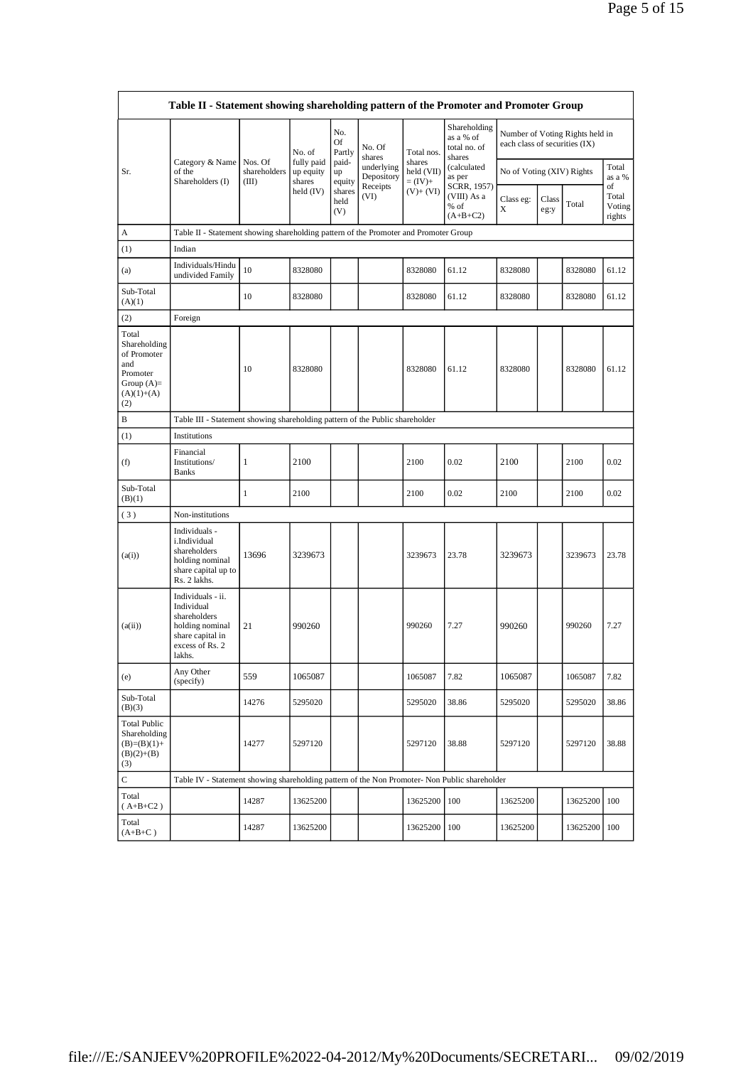| Table II - Statement showing shareholding pattern of the Promoter and Promoter Group | | | | | | | | | | | |
|---|---|---|---|---|---|---|---|---|---|---|---|
| Sr. | Category & Name of the Shareholders (I) | Nos. Of shareholders (III) | No. of fully paid up equity shares held (IV) | No. Of Partly paid-up equity shares held (V) | No. Of shares underlying Depository Receipts (VI) | Total nos. shares held (VII) = (IV)+ (V)+ (VI) | Shareholding as a % of total no. of shares (calculated as per SCRR, 1957) (VIII) As a % of (A+B+C2) | Number of Voting Rights held in each class of securities (IX) | | | |
| | | | | | | | | No of Voting (XIV) Rights | | | Total as a % of Total Voting rights |
| | | | | | | | | Class eg: X | Class eg:y | Total | |
| A | Table II - Statement showing shareholding pattern of the Promoter and Promoter Group | | | | | | | | | | |
| (1) | Indian | | | | | | | | | | |
| (a) | Individuals/Hindu undivided Family | 10 | 8328080 | | | 8328080 | 61.12 | 8328080 | | 8328080 | 61.12 |
| Sub-Total (A)(1) | | 10 | 8328080 | | | 8328080 | 61.12 | 8328080 | | 8328080 | 61.12 |
| (2) | Foreign | | | | | | | | | | |
| Total Shareholding of Promoter and Promoter Group (A)= (A)(1)+(A)(2) | | 10 | 8328080 | | | 8328080 | 61.12 | 8328080 | | 8328080 | 61.12 |
| B | Table III - Statement showing shareholding pattern of the Public shareholder | | | | | | | | | | |
| (1) | Institutions | | | | | | | | | | |
| (f) | Financial Institutions/ Banks | 1 | 2100 | | | 2100 | 0.02 | 2100 | | 2100 | 0.02 |
| Sub-Total (B)(1) | | 1 | 2100 | | | 2100 | 0.02 | 2100 | | 2100 | 0.02 |
| (3) | Non-institutions | | | | | | | | | | |
| (a(i)) | Individuals - i.Individual shareholders holding nominal share capital up to Rs. 2 lakhs. | 13696 | 3239673 | | | 3239673 | 23.78 | 3239673 | | 3239673 | 23.78 |
| (a(ii)) | Individuals - ii. Individual shareholders holding nominal share capital in excess of Rs. 2 lakhs. | 21 | 990260 | | | 990260 | 7.27 | 990260 | | 990260 | 7.27 |
| (e) | Any Other (specify) | 559 | 1065087 | | | 1065087 | 7.82 | 1065087 | | 1065087 | 7.82 |
| Sub-Total (B)(3) | | 14276 | 5295020 | | | 5295020 | 38.86 | 5295020 | | 5295020 | 38.86 |
| Total Public Shareholding (B)=(B)(1)+(B)(2)+(B)(3) | | 14277 | 5297120 | | | 5297120 | 38.88 | 5297120 | | 5297120 | 38.88 |
| C | Table IV - Statement showing shareholding pattern of the Non Promoter- Non Public shareholder | | | | | | | | | | |
| Total ( A+B+C2 ) | | 14287 | 13625200 | | | 13625200 | 100 | 13625200 | | 13625200 | 100 |
| Total (A+B+C ) | | 14287 | 13625200 | | | 13625200 | 100 | 13625200 | | 13625200 | 100 |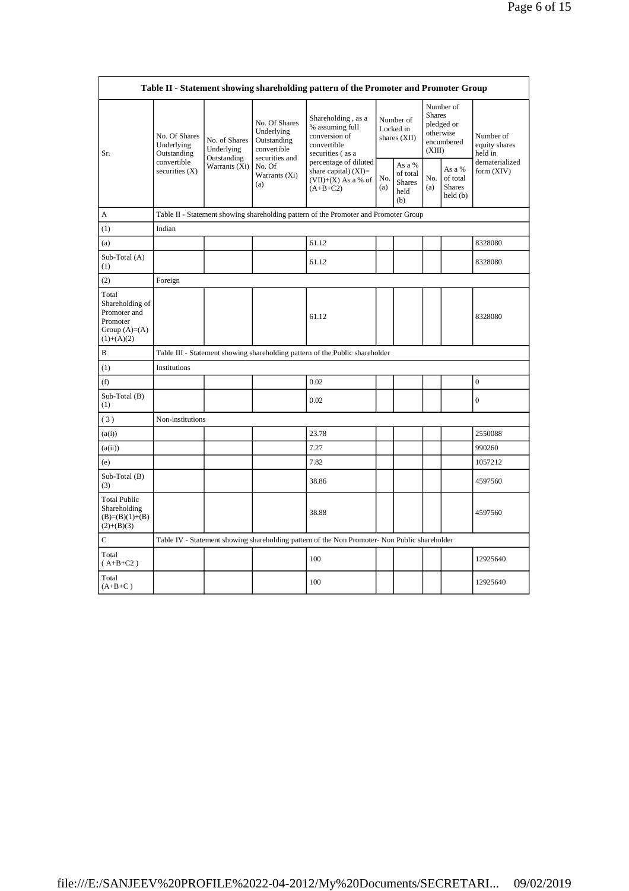| Table II - Statement showing shareholding pattern of the Promoter and Promoter Group | | | | | | | | | |
|---|---|---|---|---|---|---|---|---|---|
| Sr. | No. Of Shares Underlying Outstanding convertible securities (X) | No. of Shares Underlying Outstanding Warrants (Xi) | No. Of Shares Underlying Outstanding convertible securities and No. Of Warrants (Xi) (a) | Shareholding , as a % assuming full conversion of convertible securities ( as a percentage of diluted share capital) (XI)= (VII)+(X) As a % of (A+B+C2) | Number of Locked in shares (XII) | | Number of Shares pledged or otherwise encumbered (XIII) | | Number of equity shares held in dematerialized form (XIV) |
| | | | | | No. (a) | As a % of total Shares held (b) | No. (a) | As a % of total Shares held (b) | |
| A | Table II - Statement showing shareholding pattern of the Promoter and Promoter Group | | | | | | | | |
| (1) | Indian | | | | | | | | |
| (a) | | | | 61.12 | | | | | 8328080 |
| Sub-Total (A) (1) | | | | 61.12 | | | | | 8328080 |
| (2) | Foreign | | | | | | | | |
| Total Shareholding of Promoter and Promoter Group (A)=(A)(1)+(A)(2) | | | | 61.12 | | | | | 8328080 |
| B | Table III - Statement showing shareholding pattern of the Public shareholder | | | | | | | | |
| (1) | Institutions | | | | | | | | |
| (f) | | | | 0.02 | | | | | 0 |
| Sub-Total (B) (1) | | | | 0.02 | | | | | 0 |
| ( 3 ) | Non-institutions | | | | | | | | |
| (a(i)) | | | | 23.78 | | | | | 2550088 |
| (a(ii)) | | | | 7.27 | | | | | 990260 |
| (e) | | | | 7.82 | | | | | 1057212 |
| Sub-Total (B) (3) | | | | 38.86 | | | | | 4597560 |
| Total Public Shareholding (B)=(B)(1)+(B)(2)+(B)(3) | | | | 38.88 | | | | | 4597560 |
| C | Table IV - Statement showing shareholding pattern of the Non Promoter- Non Public shareholder | | | | | | | | |
| Total ( A+B+C2 ) | | | | 100 | | | | | 12925640 |
| Total (A+B+C ) | | | | 100 | | | | | 12925640 |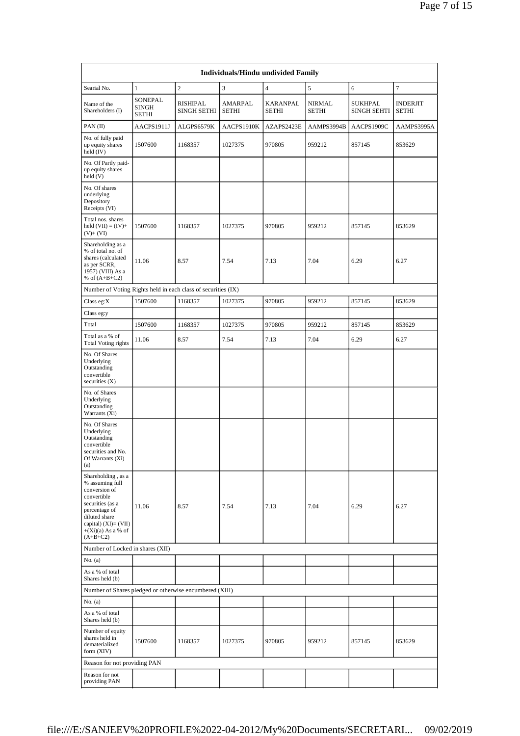| Individuals/Hindu undivided Family | | | | | | | |
|---|---|---|---|---|---|---|---|
| Searial No. | 1 | 2 | 3 | 4 | 5 | 6 | 7 |
| Name of the Shareholders (I) | SONEPAL SINGH SETHI | RISHIPAL SINGH SETHI | AMARPAL SETHI | KARANPAL SETHI | NIRMAL SETHI | SUKHPAL SINGH SEHTI | INDERJIT SETHI |
| PAN (II) | AACPS1911J | ALGPS6579K | AACPS1910K | AZAPS2423E | AAMPS3994B | AACPS1909C | AAMPS3995A |
| No. of fully paid up equity shares held (IV) | 1507600 | 1168357 | 1027375 | 970805 | 959212 | 857145 | 853629 |
| No. Of Partly paid-up equity shares held (V) | | | | | | | |
| No. Of shares underlying Depository Receipts (VI) | | | | | | | |
| Total nos. shares held (VII) = (IV)+ (V)+ (VI) | 1507600 | 1168357 | 1027375 | 970805 | 959212 | 857145 | 853629 |
| Shareholding as a % of total no. of shares (calculated as per SCRR, 1957) (VIII) As a % of (A+B+C2) | 11.06 | 8.57 | 7.54 | 7.13 | 7.04 | 6.29 | 6.27 |
| Number of Voting Rights held in each class of securities (IX) | | | | | | | |
| Class eg:X | 1507600 | 1168357 | 1027375 | 970805 | 959212 | 857145 | 853629 |
| Class eg:y | | | | | | | |
| Total | 1507600 | 1168357 | 1027375 | 970805 | 959212 | 857145 | 853629 |
| Total as a % of Total Voting rights | 11.06 | 8.57 | 7.54 | 7.13 | 7.04 | 6.29 | 6.27 |
| No. Of Shares Underlying Outstanding convertible securities (X) | | | | | | | |
| No. of Shares Underlying Outstanding Warrants (Xi) | | | | | | | |
| No. Of Shares Underlying Outstanding convertible securities and No. Of Warrants (Xi) (a) | | | | | | | |
| Shareholding , as a % assuming full conversion of convertible securities (as a percentage of diluted share capital) (XI)= (VII) +(Xi)(a) As a % of (A+B+C2) | 11.06 | 8.57 | 7.54 | 7.13 | 7.04 | 6.29 | 6.27 |
| Number of Locked in shares (XII) | | | | | | | |
| No. (a) | | | | | | | |
| As a % of total Shares held (b) | | | | | | | |
| Number of Shares pledged or otherwise encumbered (XIII) | | | | | | | |
| No. (a) | | | | | | | |
| As a % of total Shares held (b) | | | | | | | |
| Number of equity shares held in dematerialized form (XIV) | 1507600 | 1168357 | 1027375 | 970805 | 959212 | 857145 | 853629 |
| Reason for not providing PAN | | | | | | | |
| Reason for not providing PAN | | | | | | | |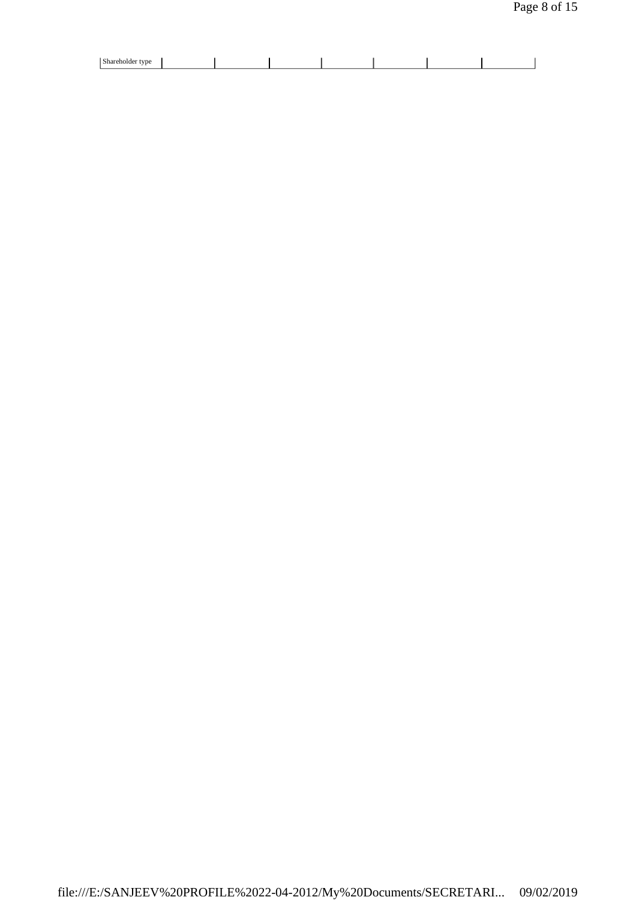| Shareholder type | | | | | | | |
|---|---|---|---|---|---|---|---|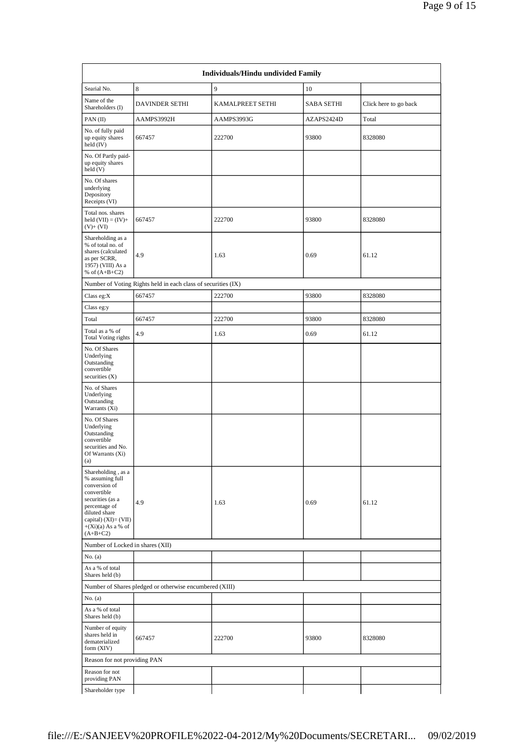| Individuals/Hindu undivided Family | | | | |
|---|---|---|---|---|
| Searial No. | 8 | 9 | 10 | |
| Name of the Shareholders (I) | DAVINDER SETHI | KAMALPREET SETHI | SABA SETHI | Click here to go back |
| PAN (II) | AAMPS3992H | AAMPS3993G | AZAPS2424D | Total |
| No. of fully paid up equity shares held (IV) | 667457 | 222700 | 93800 | 8328080 |
| No. Of Partly paid-up equity shares held (V) | | | | |
| No. Of shares underlying Depository Receipts (VI) | | | | |
| Total nos. shares held (VII) = (IV)+ (V)+ (VI) | 667457 | 222700 | 93800 | 8328080 |
| Shareholding as a % of total no. of shares (calculated as per SCRR, 1957) (VIII) As a % of (A+B+C2) | 4.9 | 1.63 | 0.69 | 61.12 |
| Number of Voting Rights held in each class of securities (IX) | | | | |
| Class eg:X | 667457 | 222700 | 93800 | 8328080 |
| Class eg:y | | | | |
| Total | 667457 | 222700 | 93800 | 8328080 |
| Total as a % of Total Voting rights | 4.9 | 1.63 | 0.69 | 61.12 |
| No. Of Shares Underlying Outstanding convertible securities (X) | | | | |
| No. of Shares Underlying Outstanding Warrants (Xi) | | | | |
| No. Of Shares Underlying Outstanding convertible securities and No. Of Warrants (Xi) (a) | | | | |
| Shareholding , as a % assuming full conversion of convertible securities (as a percentage of diluted share capital) (XI)= (VII) +(Xi)(a) As a % of (A+B+C2) | 4.9 | 1.63 | 0.69 | 61.12 |
| Number of Locked in shares (XII) | | | | |
| No. (a) | | | | |
| As a % of total Shares held (b) | | | | |
| Number of Shares pledged or otherwise encumbered (XIII) | | | | |
| No. (a) | | | | |
| As a % of total Shares held (b) | | | | |
| Number of equity shares held in dematerialized form (XIV) | 667457 | 222700 | 93800 | 8328080 |
| Reason for not providing PAN | | | | |
| Reason for not providing PAN | | | | |
| Shareholder type | | | | |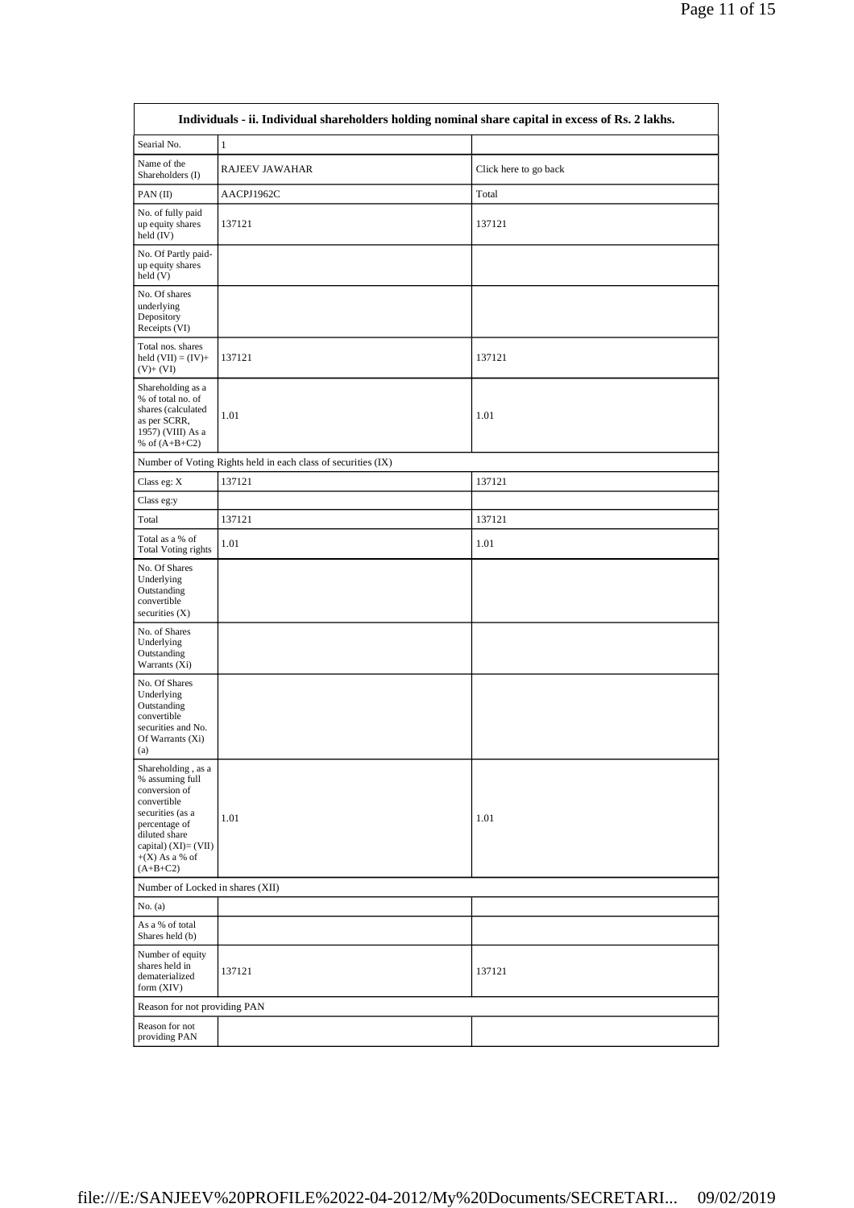| Individuals - ii. Individual shareholders holding nominal share capital in excess of Rs. 2 lakhs. | | |
|---|---|---|
| Searial No. | 1 | |
| Name of the Shareholders (I) | RAJEEV JAWAHAR | Click here to go back |
| PAN (II) | AACPJ1962C | Total |
| No. of fully paid up equity shares held (IV) | 137121 | 137121 |
| No. Of Partly paid-up equity shares held (V) | | |
| No. Of shares underlying Depository Receipts (VI) | | |
| Total nos. shares held (VII) = (IV)+ (V)+ (VI) | 137121 | 137121 |
| Shareholding as a % of total no. of shares (calculated as per SCRR, 1957) (VIII) As a % of (A+B+C2) | 1.01 | 1.01 |
| Number of Voting Rights held in each class of securities (IX) | | |
| Class eg: X | 137121 | 137121 |
| Class eg:y | | |
| Total | 137121 | 137121 |
| Total as a % of Total Voting rights | 1.01 | 1.01 |
| No. Of Shares Underlying Outstanding convertible securities (X) | | |
| No. of Shares Underlying Outstanding Warrants (Xi) | | |
| No. Of Shares Underlying Outstanding convertible securities and No. Of Warrants (Xi) (a) | | |
| Shareholding , as a % assuming full conversion of convertible securities (as a percentage of diluted share capital) (XI)= (VII) +(X) As a % of (A+B+C2) | 1.01 | 1.01 |
| Number of Locked in shares (XII) | | |
| No. (a) | | |
| As a % of total Shares held (b) | | |
| Number of equity shares held in dematerialized form (XIV) | 137121 | 137121 |
| Reason for not providing PAN | | |
| Reason for not providing PAN | | |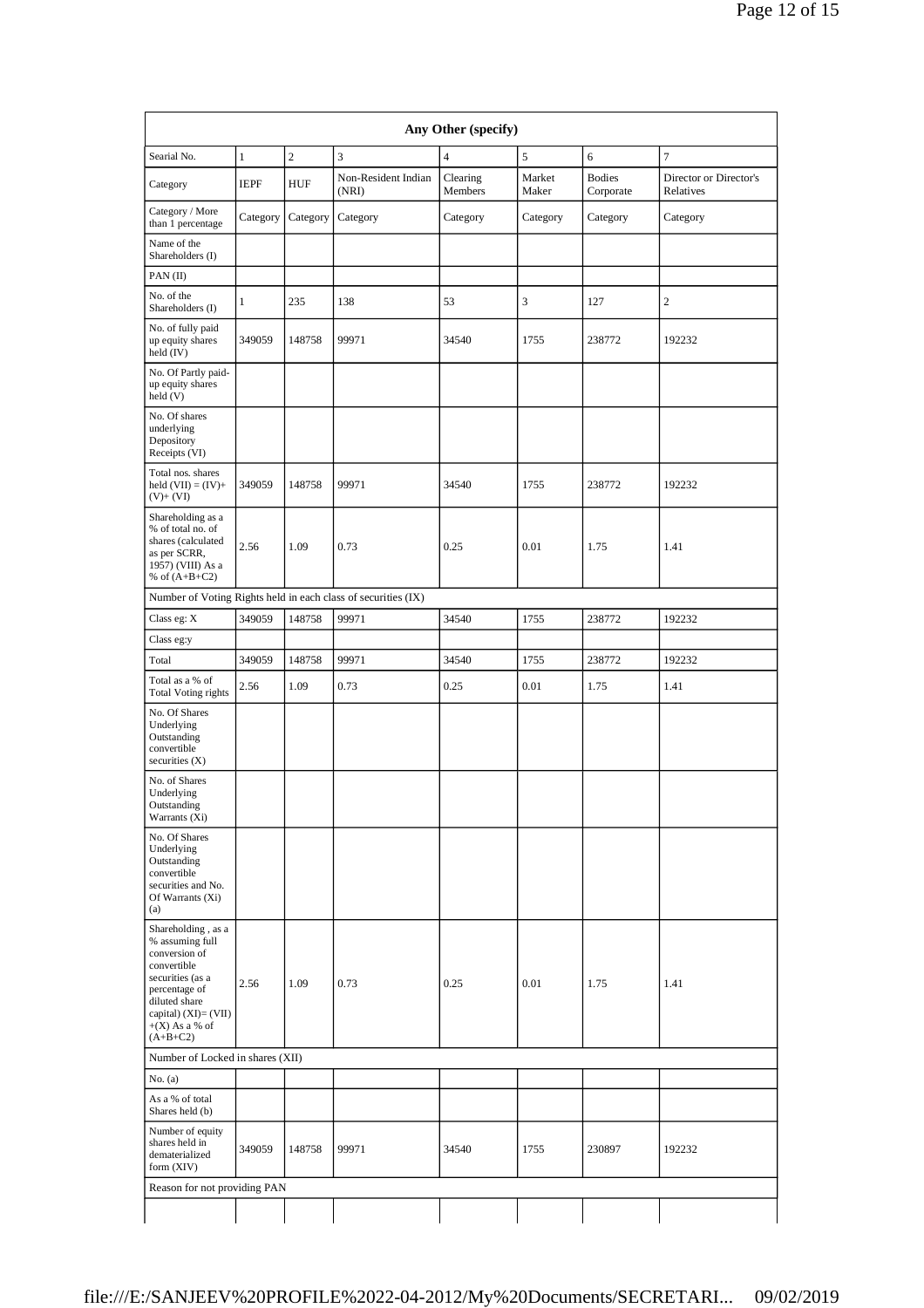| Any Other (specify) | | | | | | | |
|---|---|---|---|---|---|---|---|
| Searial No. | 1 | 2 | 3 | 4 | 5 | 6 | 7 |
| Category | IEPF | HUF | Non-Resident Indian (NRI) | Clearing Members | Market Maker | Bodies Corporate | Director or Director's Relatives |
| Category / More than 1 percentage | Category | Category | Category | Category | Category | Category | Category |
| Name of the Shareholders (I) | | | | | | | |
| PAN (II) | | | | | | | |
| No. of the Shareholders (I) | 1 | 235 | 138 | 53 | 3 | 127 | 2 |
| No. of fully paid up equity shares held (IV) | 349059 | 148758 | 99971 | 34540 | 1755 | 238772 | 192232 |
| No. Of Partly paid-up equity shares held (V) | | | | | | | |
| No. Of shares underlying Depository Receipts (VI) | | | | | | | |
| Total nos. shares held (VII) = (IV)+ (V)+ (VI) | 349059 | 148758 | 99971 | 34540 | 1755 | 238772 | 192232 |
| Shareholding as a % of total no. of shares (calculated as per SCRR, 1957) (VIII) As a % of (A+B+C2) | 2.56 | 1.09 | 0.73 | 0.25 | 0.01 | 1.75 | 1.41 |
| Number of Voting Rights held in each class of securities (IX) | | | | | | | |
| Class eg: X | 349059 | 148758 | 99971 | 34540 | 1755 | 238772 | 192232 |
| Class eg:y | | | | | | | |
| Total | 349059 | 148758 | 99971 | 34540 | 1755 | 238772 | 192232 |
| Total as a % of Total Voting rights | 2.56 | 1.09 | 0.73 | 0.25 | 0.01 | 1.75 | 1.41 |
| No. Of Shares Underlying Outstanding convertible securities (X) | | | | | | | |
| No. of Shares Underlying Outstanding Warrants (Xi) | | | | | | | |
| No. Of Shares Underlying Outstanding convertible securities and No. Of Warrants (Xi) (a) | | | | | | | |
| Shareholding , as a % assuming full conversion of convertible securities (as a percentage of diluted share capital) (XI)= (VII) +(X) As a % of (A+B+C2) | 2.56 | 1.09 | 0.73 | 0.25 | 0.01 | 1.75 | 1.41 |
| Number of Locked in shares (XII) | | | | | | | |
| No. (a) | | | | | | | |
| As a % of total Shares held (b) | | | | | | | |
| Number of equity shares held in dematerialized form (XIV) | 349059 | 148758 | 99971 | 34540 | 1755 | 230897 | 192232 |
| Reason for not providing PAN | | | | | | | |
| | | | | | | | |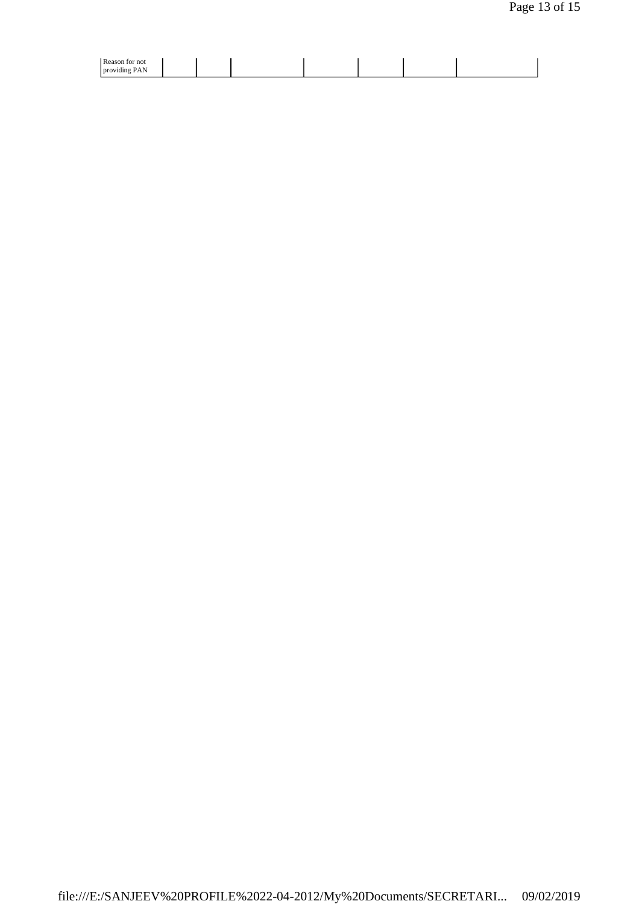| Reason for not providing PAN | | | | | | | |
|---|---|---|---|---|---|---|---|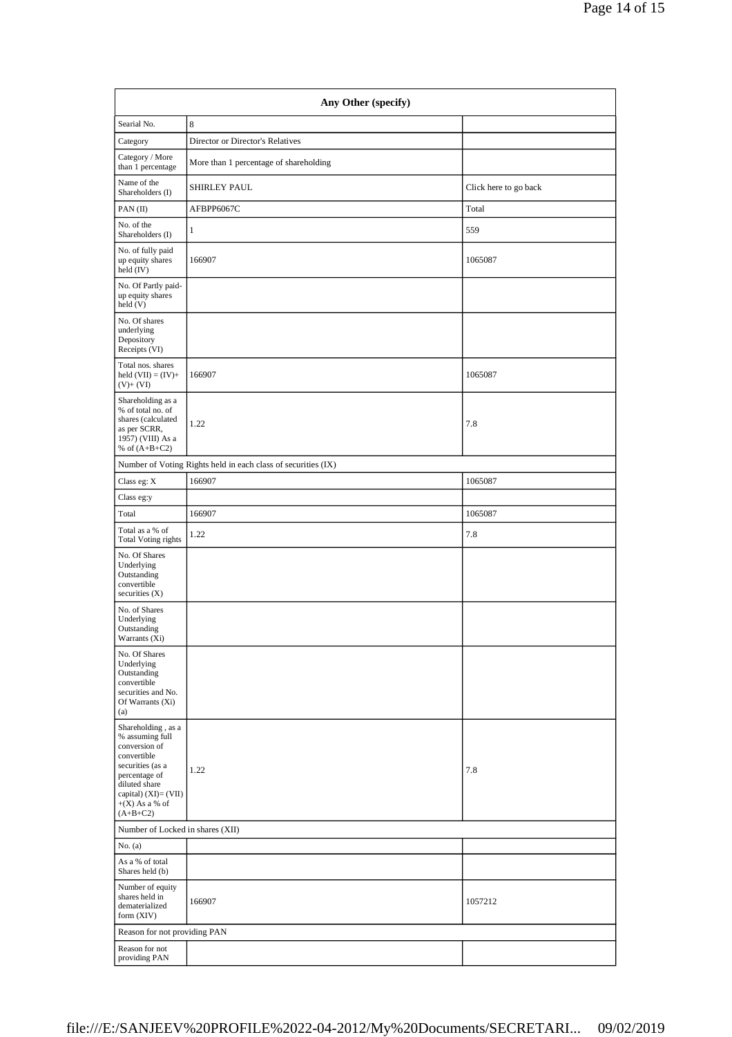| Any Other (specify) | | |
|---|---|---|
| Searial No. | 8 | |
| Category | Director or Director's Relatives | |
| Category / More than 1 percentage | More than 1 percentage of shareholding | |
| Name of the Shareholders (I) | SHIRLEY PAUL | Click here to go back |
| PAN (II) | AFBPP6067C | Total |
| No. of the Shareholders (I) | 1 | 559 |
| No. of fully paid up equity shares held (IV) | 166907 | 1065087 |
| No. Of Partly paid-up equity shares held (V) | | |
| No. Of shares underlying Depository Receipts (VI) | | |
| Total nos. shares held (VII) = (IV)+ (V)+ (VI) | 166907 | 1065087 |
| Shareholding as a % of total no. of shares (calculated as per SCRR, 1957) (VIII) As a % of (A+B+C2) | 1.22 | 7.8 |
| Number of Voting Rights held in each class of securities (IX) | | |
| Class eg: X | 166907 | 1065087 |
| Class eg:y | | |
| Total | 166907 | 1065087 |
| Total as a % of Total Voting rights | 1.22 | 7.8 |
| No. Of Shares Underlying Outstanding convertible securities (X) | | |
| No. of Shares Underlying Outstanding Warrants (Xi) | | |
| No. Of Shares Underlying Outstanding convertible securities and No. Of Warrants (Xi) (a) | | |
| Shareholding , as a % assuming full conversion of convertible securities (as a percentage of diluted share capital) (XI)= (VII) +(X) As a % of (A+B+C2) | 1.22 | 7.8 |
| Number of Locked in shares (XII) | | |
| No. (a) | | |
| As a % of total Shares held (b) | | |
| Number of equity shares held in dematerialized form (XIV) | 166907 | 1057212 |
| Reason for not providing PAN | | |
| Reason for not providing PAN | | |